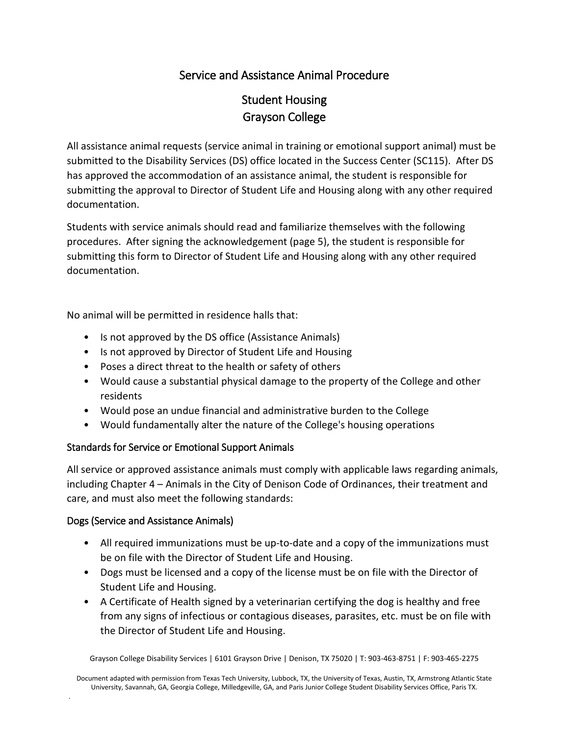# Service and Assistance Animal Procedure

## Student Housing
## Grayson College

All assistance animal requests (service animal in training or emotional support animal) must be submitted to the Disability Services (DS) office located in the Success Center (SC115). After DS has approved the accommodation of an assistance animal, the student is responsible for submitting the approval to Director of Student Life and Housing along with any other required documentation.

Students with service animals should read and familiarize themselves with the following procedures. After signing the acknowledgement (page 5), the student is responsible for submitting this form to Director of Student Life and Housing along with any other required documentation.

No animal will be permitted in residence halls that:

- Is not approved by the DS office (Assistance Animals)
- Is not approved by Director of Student Life and Housing
- Poses a direct threat to the health or safety of others
- Would cause a substantial physical damage to the property of the College and other residents
- Would pose an undue financial and administrative burden to the College
- Would fundamentally alter the nature of the College's housing operations

### Standards for Service or Emotional Support Animals

All service or approved assistance animals must comply with applicable laws regarding animals, including Chapter 4 – Animals in the City of Denison Code of Ordinances, their treatment and care, and must also meet the following standards:

### Dogs (Service and Assistance Animals)

- All required immunizations must be up-to-date and a copy of the immunizations must be on file with the Director of Student Life and Housing.
- Dogs must be licensed and a copy of the license must be on file with the Director of Student Life and Housing.
- A Certificate of Health signed by a veterinarian certifying the dog is healthy and free from any signs of infectious or contagious diseases, parasites, etc. must be on file with the Director of Student Life and Housing.

Grayson College Disability Services | 6101 Grayson Drive | Denison, TX 75020 | T: 903-463-8751 | F: 903-465-2275

Document adapted with permission from Texas Tech University, Lubbock, TX, the University of Texas, Austin, TX, Armstrong Atlantic State University, Savannah, GA, Georgia College, Milledgeville, GA, and Paris Junior College Student Disability Services Office, Paris TX.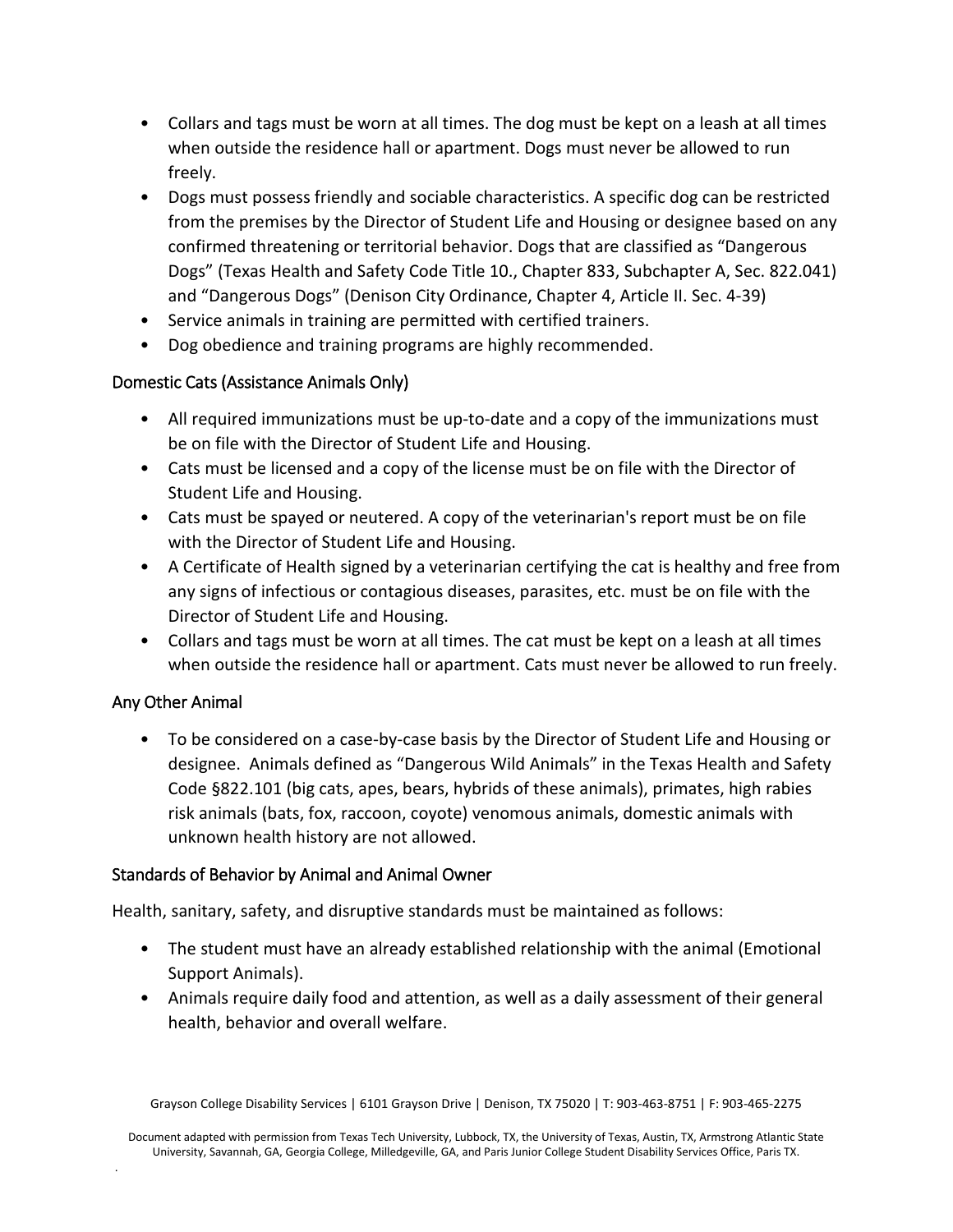- Collars and tags must be worn at all times. The dog must be kept on a leash at all times when outside the residence hall or apartment. Dogs must never be allowed to run freely.
- Dogs must possess friendly and sociable characteristics. A specific dog can be restricted from the premises by the Director of Student Life and Housing or designee based on any confirmed threatening or territorial behavior. Dogs that are classified as "Dangerous Dogs" (Texas Health and Safety Code Title 10., Chapter 833, Subchapter A, Sec. 822.041) and "Dangerous Dogs" (Denison City Ordinance, Chapter 4, Article II. Sec. 4-39)
- Service animals in training are permitted with certified trainers.
- Dog obedience and training programs are highly recommended.

### Domestic Cats (Assistance Animals Only)

- All required immunizations must be up-to-date and a copy of the immunizations must be on file with the Director of Student Life and Housing.
- Cats must be licensed and a copy of the license must be on file with the Director of Student Life and Housing.
- Cats must be spayed or neutered. A copy of the veterinarian's report must be on file with the Director of Student Life and Housing.
- A Certificate of Health signed by a veterinarian certifying the cat is healthy and free from any signs of infectious or contagious diseases, parasites, etc. must be on file with the Director of Student Life and Housing.
- Collars and tags must be worn at all times. The cat must be kept on a leash at all times when outside the residence hall or apartment. Cats must never be allowed to run freely.

### Any Other Animal

- To be considered on a case-by-case basis by the Director of Student Life and Housing or designee. Animals defined as "Dangerous Wild Animals" in the Texas Health and Safety Code §822.101 (big cats, apes, bears, hybrids of these animals), primates, high rabies risk animals (bats, fox, raccoon, coyote) venomous animals, domestic animals with unknown health history are not allowed.

### Standards of Behavior by Animal and Animal Owner

Health, sanitary, safety, and disruptive standards must be maintained as follows:

- The student must have an already established relationship with the animal (Emotional Support Animals).
- Animals require daily food and attention, as well as a daily assessment of their general health, behavior and overall welfare.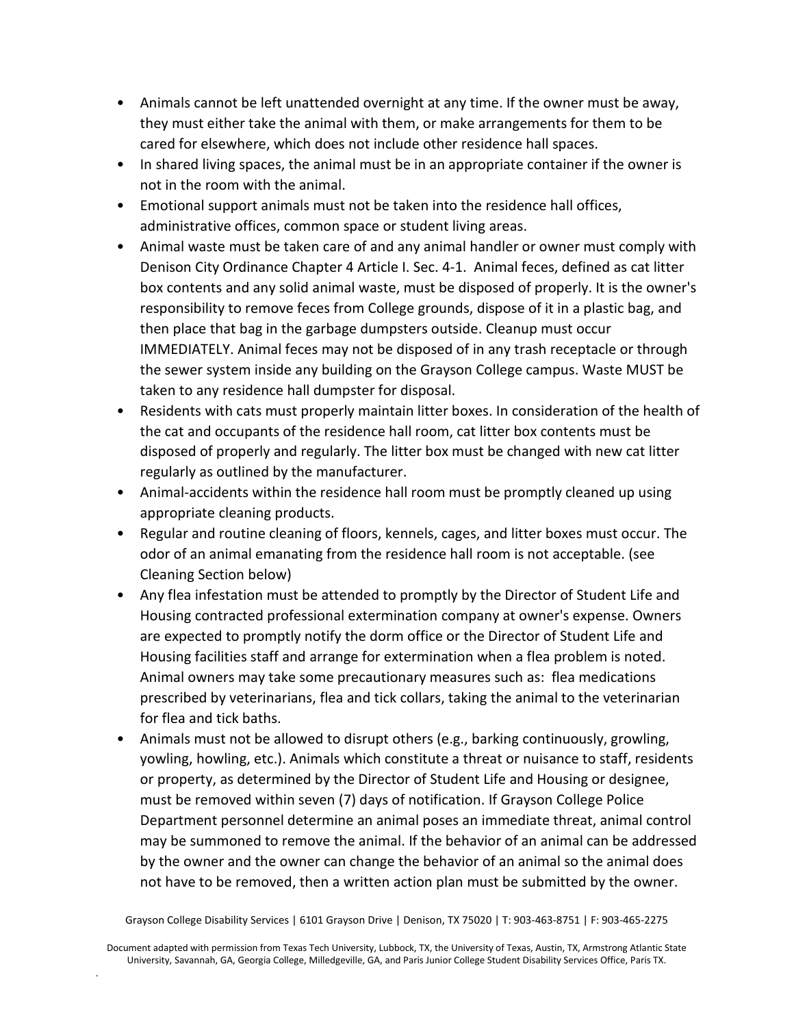- Animals cannot be left unattended overnight at any time. If the owner must be away, they must either take the animal with them, or make arrangements for them to be cared for elsewhere, which does not include other residence hall spaces.
- In shared living spaces, the animal must be in an appropriate container if the owner is not in the room with the animal.
- Emotional support animals must not be taken into the residence hall offices, administrative offices, common space or student living areas.
- Animal waste must be taken care of and any animal handler or owner must comply with Denison City Ordinance Chapter 4 Article I. Sec. 4-1. Animal feces, defined as cat litter box contents and any solid animal waste, must be disposed of properly. It is the owner's responsibility to remove feces from College grounds, dispose of it in a plastic bag, and then place that bag in the garbage dumpsters outside. Cleanup must occur IMMEDIATELY. Animal feces may not be disposed of in any trash receptacle or through the sewer system inside any building on the Grayson College campus. Waste MUST be taken to any residence hall dumpster for disposal.
- Residents with cats must properly maintain litter boxes. In consideration of the health of the cat and occupants of the residence hall room, cat litter box contents must be disposed of properly and regularly. The litter box must be changed with new cat litter regularly as outlined by the manufacturer.
- Animal-accidents within the residence hall room must be promptly cleaned up using appropriate cleaning products.
- Regular and routine cleaning of floors, kennels, cages, and litter boxes must occur. The odor of an animal emanating from the residence hall room is not acceptable. (see Cleaning Section below)
- Any flea infestation must be attended to promptly by the Director of Student Life and Housing contracted professional extermination company at owner's expense. Owners are expected to promptly notify the dorm office or the Director of Student Life and Housing facilities staff and arrange for extermination when a flea problem is noted. Animal owners may take some precautionary measures such as: flea medications prescribed by veterinarians, flea and tick collars, taking the animal to the veterinarian for flea and tick baths.
- Animals must not be allowed to disrupt others (e.g., barking continuously, growling, yowling, howling, etc.). Animals which constitute a threat or nuisance to staff, residents or property, as determined by the Director of Student Life and Housing or designee, must be removed within seven (7) days of notification. If Grayson College Police Department personnel determine an animal poses an immediate threat, animal control may be summoned to remove the animal. If the behavior of an animal can be addressed by the owner and the owner can change the behavior of an animal so the animal does not have to be removed, then a written action plan must be submitted by the owner.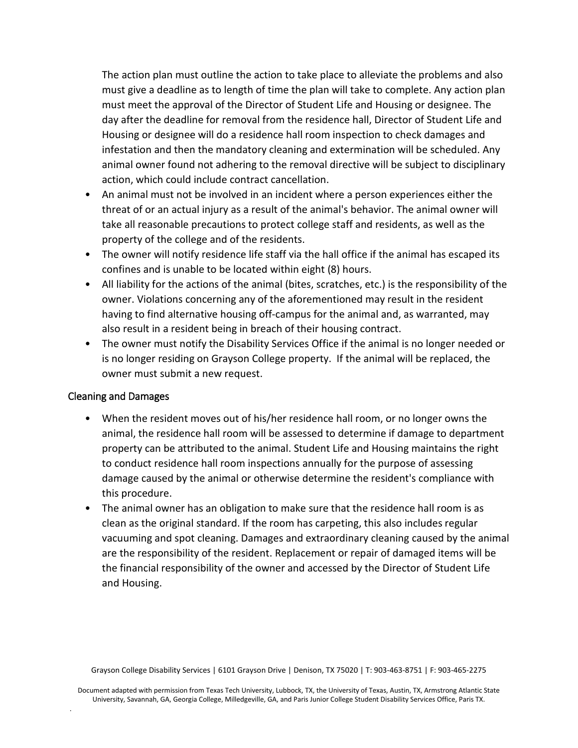The action plan must outline the action to take place to alleviate the problems and also must give a deadline as to length of time the plan will take to complete. Any action plan must meet the approval of the Director of Student Life and Housing or designee. The day after the deadline for removal from the residence hall, Director of Student Life and Housing or designee will do a residence hall room inspection to check damages and infestation and then the mandatory cleaning and extermination will be scheduled. Any animal owner found not adhering to the removal directive will be subject to disciplinary action, which could include contract cancellation.

- An animal must not be involved in an incident where a person experiences either the threat of or an actual injury as a result of the animal's behavior. The animal owner will take all reasonable precautions to protect college staff and residents, as well as the property of the college and of the residents.
- The owner will notify residence life staff via the hall office if the animal has escaped its confines and is unable to be located within eight (8) hours.
- All liability for the actions of the animal (bites, scratches, etc.) is the responsibility of the owner. Violations concerning any of the aforementioned may result in the resident having to find alternative housing off-campus for the animal and, as warranted, may also result in a resident being in breach of their housing contract.
- The owner must notify the Disability Services Office if the animal is no longer needed or is no longer residing on Grayson College property. If the animal will be replaced, the owner must submit a new request.

## Cleaning and Damages

- When the resident moves out of his/her residence hall room, or no longer owns the animal, the residence hall room will be assessed to determine if damage to department property can be attributed to the animal. Student Life and Housing maintains the right to conduct residence hall room inspections annually for the purpose of assessing damage caused by the animal or otherwise determine the resident's compliance with this procedure.
- The animal owner has an obligation to make sure that the residence hall room is as clean as the original standard. If the room has carpeting, this also includes regular vacuuming and spot cleaning. Damages and extraordinary cleaning caused by the animal are the responsibility of the resident. Replacement or repair of damaged items will be the financial responsibility of the owner and accessed by the Director of Student Life and Housing.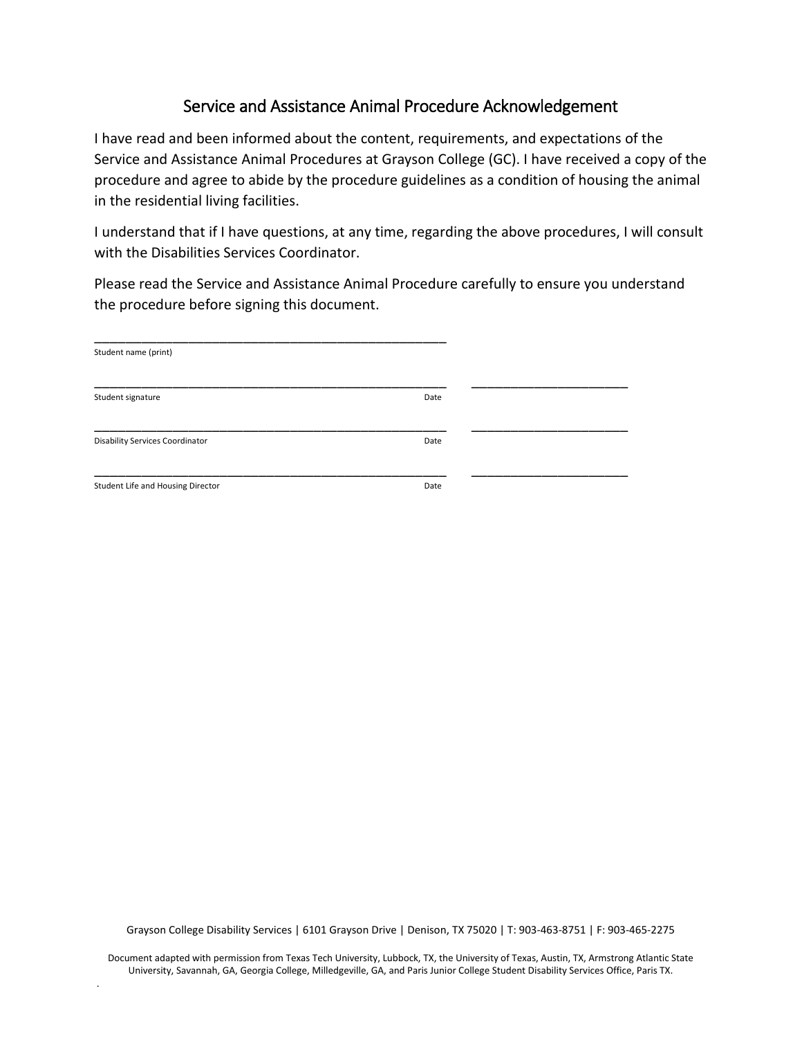# Service and Assistance Animal Procedure Acknowledgement

I have read and been informed about the content, requirements, and expectations of the Service and Assistance Animal Procedures at Grayson College (GC). I have received a copy of the procedure and agree to abide by the procedure guidelines as a condition of housing the animal in the residential living facilities.

I understand that if I have questions, at any time, regarding the above procedures, I will consult with the Disabilities Services Coordinator.

Please read the Service and Assistance Animal Procedure carefully to ensure you understand the procedure before signing this document.

_______________________________________________
Student name (print)

_______________________________________________ _______________________
Student signature Date

_______________________________________________ _______________________
Disability Services Coordinator Date

_______________________________________________ _______________________
Student Life and Housing Director Date

Grayson College Disability Services | 6101 Grayson Drive | Denison, TX 75020 | T: 903-463-8751 | F: 903-465-2275

Document adapted with permission from Texas Tech University, Lubbock, TX, the University of Texas, Austin, TX, Armstrong Atlantic State University, Savannah, GA, Georgia College, Milledgeville, GA, and Paris Junior College Student Disability Services Office, Paris TX.